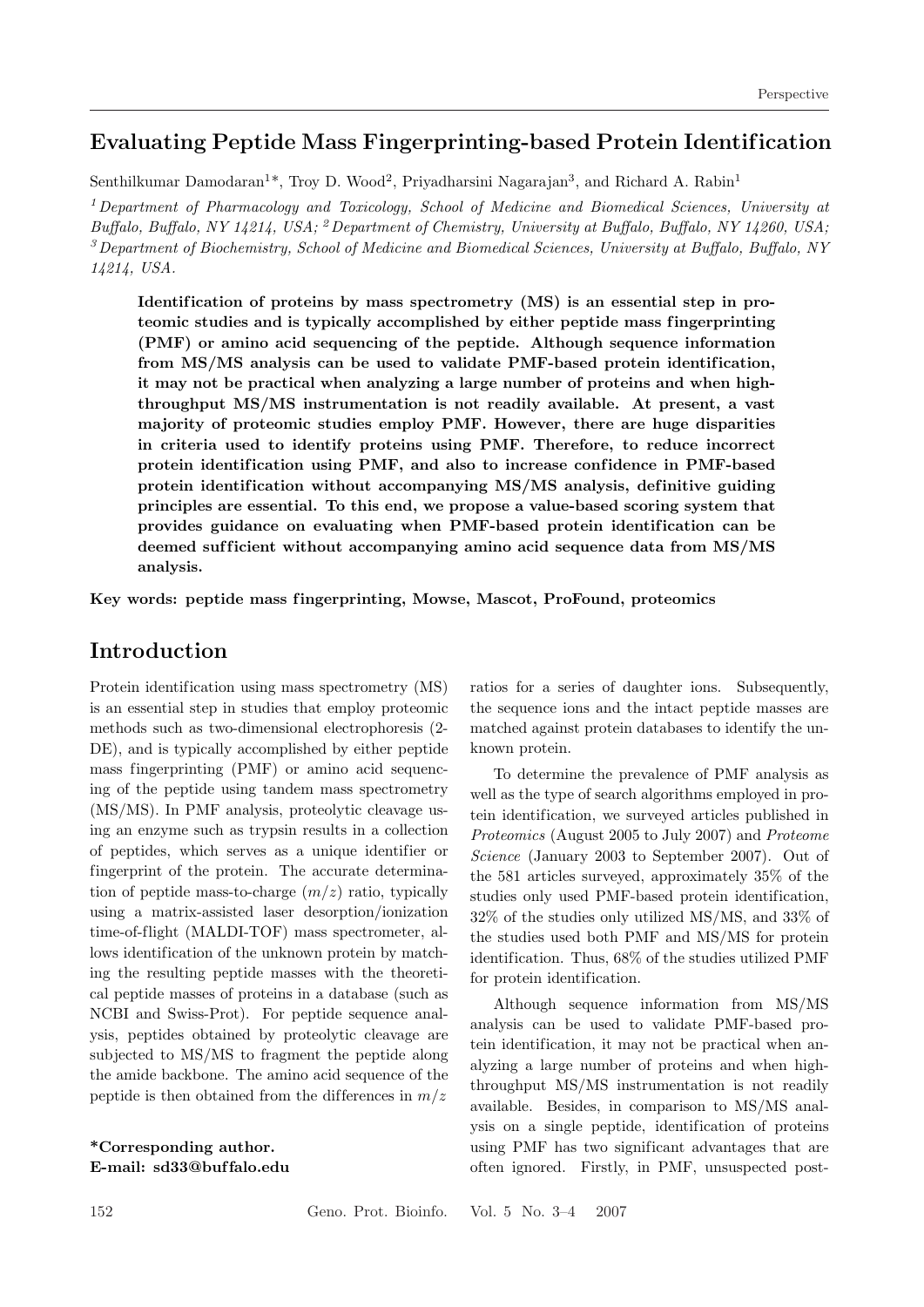# Evaluating Peptide Mass Fingerprinting-based Protein Identification

Senthilkumar Damodaran[1]*, Troy D. Wood[2], Priyadharsini Nagarajan[3], and Richard A. Rabin[1]

[1] *Department of Pharmacology and Toxicology, School of Medicine and Biomedical Sciences, University at Buffalo, Buffalo, NY 14214, USA;* [2] *Department of Chemistry, University at Buffalo, Buffalo, NY 14260, USA;* [3] *Department of Biochemistry, School of Medicine and Biomedical Sciences, University at Buffalo, Buffalo, NY 14214, USA.*

**Identification of proteins by mass spectrometry (MS) is an essential step in proteomic studies and is typically accomplished by either peptide mass fingerprinting (PMF) or amino acid sequencing of the peptide. Although sequence information from MS/MS analysis can be used to validate PMF-based protein identification, it may not be practical when analyzing a large number of proteins and when high-throughput MS/MS instrumentation is not readily available. At present, a vast majority of proteomic studies employ PMF. However, there are huge disparities in criteria used to identify proteins using PMF. Therefore, to reduce incorrect protein identification using PMF, and also to increase confidence in PMF-based protein identification without accompanying MS/MS analysis, definitive guiding principles are essential. To this end, we propose a value-based scoring system that provides guidance on evaluating when PMF-based protein identification can be deemed sufficient without accompanying amino acid sequence data from MS/MS analysis.**

**Key words: peptide mass fingerprinting, Mowse, Mascot, ProFound, proteomics**

## Introduction

Protein identification using mass spectrometry (MS) is an essential step in studies that employ proteomic methods such as two-dimensional electrophoresis (2-DE), and is typically accomplished by either peptide mass fingerprinting (PMF) or amino acid sequencing of the peptide using tandem mass spectrometry (MS/MS). In PMF analysis, proteolytic cleavage using an enzyme such as trypsin results in a collection of peptides, which serves as a unique identifier or fingerprint of the protein. The accurate determination of peptide mass-to-charge ($m/z$) ratio, typically using a matrix-assisted laser desorption/ionization time-of-flight (MALDI-TOF) mass spectrometer, allows identification of the unknown protein by matching the resulting peptide masses with the theoretical peptide masses of proteins in a database (such as NCBI and Swiss-Prot). For peptide sequence analysis, peptides obtained by proteolytic cleavage are subjected to MS/MS to fragment the peptide along the amide backbone. The amino acid sequence of the peptide is then obtained from the differences in $m/z$ ratios for a series of daughter ions. Subsequently, the sequence ions and the intact peptide masses are matched against protein databases to identify the unknown protein.

**\*Corresponding author.**
**E-mail: sd33@buffalo.edu**

To determine the prevalence of PMF analysis as well as the type of search algorithms employed in protein identification, we surveyed articles published in *Proteomics* (August 2005 to July 2007) and *Proteome Science* (January 2003 to September 2007). Out of the 581 articles surveyed, approximately 35% of the studies only used PMF-based protein identification, 32% of the studies only utilized MS/MS, and 33% of the studies used both PMF and MS/MS for protein identification. Thus, 68% of the studies utilized PMF for protein identification.

Although sequence information from MS/MS analysis can be used to validate PMF-based protein identification, it may not be practical when analyzing a large number of proteins and when high-throughput MS/MS instrumentation is not readily available. Besides, in comparison to MS/MS analysis on a single peptide, identification of proteins using PMF has two significant advantages that are often ignored. Firstly, in PMF, unsuspected post-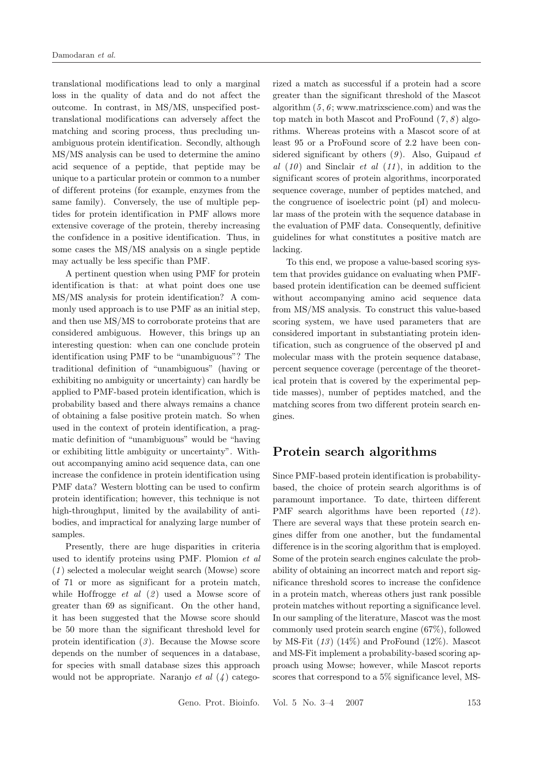translational modifications lead to only a marginal loss in the quality of data and do not affect the outcome. In contrast, in MS/MS, unspecified post-translational modifications can adversely affect the matching and scoring process, thus precluding unambiguous protein identification. Secondly, although MS/MS analysis can be used to determine the amino acid sequence of a peptide, that peptide may be unique to a particular protein or common to a number of different proteins (for example, enzymes from the same family). Conversely, the use of multiple peptides for protein identification in PMF allows more extensive coverage of the protein, thereby increasing the confidence in a positive identification. Thus, in some cases the MS/MS analysis on a single peptide may actually be less specific than PMF.

A pertinent question when using PMF for protein identification is that: at what point does one use MS/MS analysis for protein identification? A commonly used approach is to use PMF as an initial step, and then use MS/MS to corroborate proteins that are considered ambiguous. However, this brings up an interesting question: when can one conclude protein identification using PMF to be "unambiguous"? The traditional definition of "unambiguous" (having or exhibiting no ambiguity or uncertainty) can hardly be applied to PMF-based protein identification, which is probability based and there always remains a chance of obtaining a false positive protein match. So when used in the context of protein identification, a pragmatic definition of "unambiguous" would be "having or exhibiting little ambiguity or uncertainty". Without accompanying amino acid sequence data, can one increase the confidence in protein identification using PMF data? Western blotting can be used to confirm protein identification; however, this technique is not high-throughput, limited by the availability of antibodies, and impractical for analyzing large number of samples.

Presently, there are huge disparities in criteria used to identify proteins using PMF. Plomion *et al* (*1*) selected a molecular weight search (Mowse) score of 71 or more as significant for a protein match, while Hoffrogge *et al* (*2*) used a Mowse score of greater than 69 as significant. On the other hand, it has been suggested that the Mowse score should be 50 more than the significant threshold level for protein identification (*3*). Because the Mowse score depends on the number of sequences in a database, for species with small database sizes this approach would not be appropriate. Naranjo *et al* (*4*) categorized a match as successful if a protein had a score greater than the significant threshold of the Mascot algorithm (*5*, *6*; www.matrixscience.com) and was the top match in both Mascot and ProFound (*7*, *8*) algorithms. Whereas proteins with a Mascot score of at least 95 or a ProFound score of 2.2 have been considered significant by others (*9*). Also, Guipaud *et al* (*10*) and Sinclair *et al* (*11*), in addition to the significant scores of protein algorithms, incorporated sequence coverage, number of peptides matched, and the congruence of isoelectric point (pI) and molecular mass of the protein with the sequence database in the evaluation of PMF data. Consequently, definitive guidelines for what constitutes a positive match are lacking.

To this end, we propose a value-based scoring system that provides guidance on evaluating when PMF-based protein identification can be deemed sufficient without accompanying amino acid sequence data from MS/MS analysis. To construct this value-based scoring system, we have used parameters that are considered important in substantiating protein identification, such as congruence of the observed pI and molecular mass with the protein sequence database, percent sequence coverage (percentage of the theoretical protein that is covered by the experimental peptide masses), number of peptides matched, and the matching scores from two different protein search engines.

## Protein search algorithms

Since PMF-based protein identification is probability-based, the choice of protein search algorithms is of paramount importance. To date, thirteen different PMF search algorithms have been reported (*12*). There are several ways that these protein search engines differ from one another, but the fundamental difference is in the scoring algorithm that is employed. Some of the protein search engines calculate the probability of obtaining an incorrect match and report significance threshold scores to increase the confidence in a protein match, whereas others just rank possible protein matches without reporting a significance level. In our sampling of the literature, Mascot was the most commonly used protein search engine (67%), followed by MS-Fit (*13*) (14%) and ProFound (12%). Mascot and MS-Fit implement a probability-based scoring approach using Mowse; however, while Mascot reports scores that correspond to a 5% significance level, MS-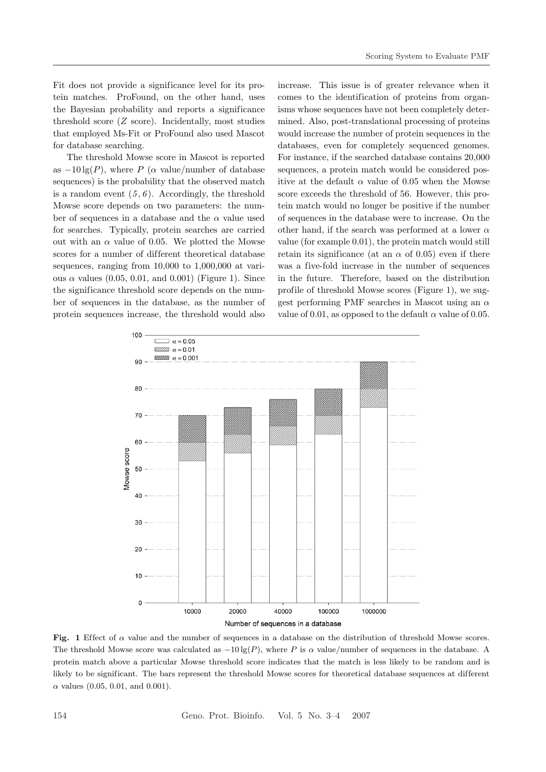Fit does not provide a significance level for its protein matches. ProFound, on the other hand, uses the Bayesian probability and reports a significance threshold score ($Z$ score). Incidentally, most studies that employed Ms-Fit or ProFound also used Mascot for database searching.

The threshold Mowse score in Mascot is reported as $-10\lg(P)$, where $P$ ($\alpha$ value/number of database sequences) is the probability that the observed match is a random event (*5*, *6*). Accordingly, the threshold Mowse score depends on two parameters: the number of sequences in a database and the $\alpha$ value used for searches. Typically, protein searches are carried out with an $\alpha$ value of 0.05. We plotted the Mowse scores for a number of different theoretical database sequences, ranging from 10,000 to 1,000,000 at various $\alpha$ values (0.05, 0.01, and 0.001) (Figure 1). Since the significance threshold score depends on the number of sequences in the database, as the number of protein sequences increase, the threshold would also increase. This issue is of greater relevance when it comes to the identification of proteins from organisms whose sequences have not been completely determined. Also, post-translational processing of proteins would increase the number of protein sequences in the databases, even for completely sequenced genomes. For instance, if the searched database contains 20,000 sequences, a protein match would be considered positive at the default $\alpha$ value of 0.05 when the Mowse score exceeds the threshold of 56. However, this protein match would no longer be positive if the number of sequences in the database were to increase. On the other hand, if the search was performed at a lower $\alpha$ value (for example 0.01), the protein match would still retain its significance (at an $\alpha$ of 0.05) even if there was a five-fold increase in the number of sequences in the future. Therefore, based on the distribution profile of threshold Mowse scores (Figure 1), we suggest performing PMF searches in Mascot using an $\alpha$ value of 0.01, as opposed to the default $\alpha$ value of 0.05.

**Fig. 1** Effect of $\alpha$ value and the number of sequences in a database on the distribution of threshold Mowse scores. The threshold Mowse score was calculated as $-10\lg(P)$, where $P$ is $\alpha$ value/number of sequences in the database. A protein match above a particular Mowse threshold score indicates that the match is less likely to be random and is likely to be significant. The bars represent the threshold Mowse scores for theoretical database sequences at different $\alpha$ values (0.05, 0.01, and 0.001).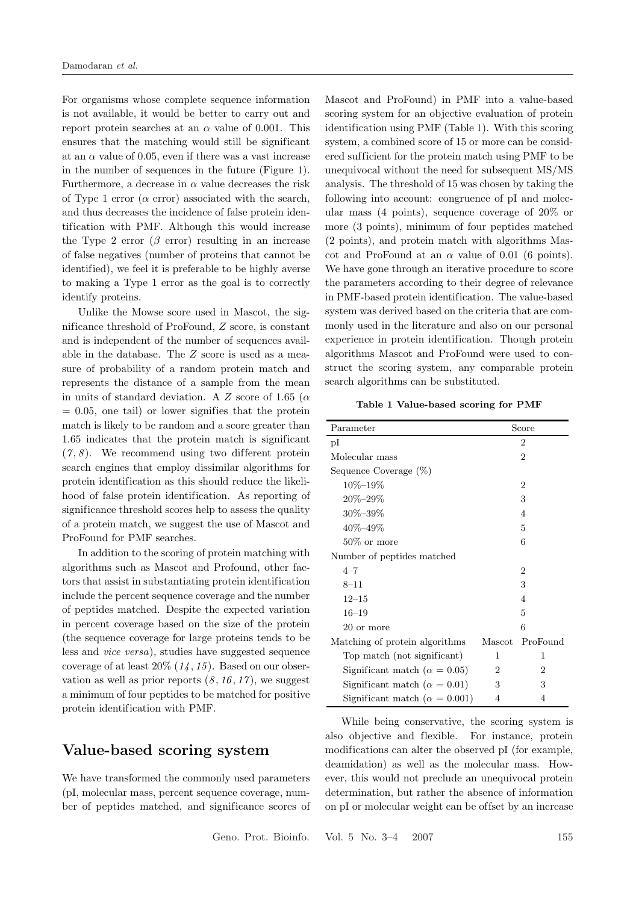For organisms whose complete sequence information is not available, it would be better to carry out and report protein searches at an $\alpha$ value of 0.001. This ensures that the matching would still be significant at an $\alpha$ value of 0.05, even if there was a vast increase in the number of sequences in the future (Figure 1). Furthermore, a decrease in $\alpha$ value decreases the risk of Type 1 error ($\alpha$ error) associated with the search, and thus decreases the incidence of false protein identification with PMF. Although this would increase the Type 2 error ($\beta$ error) resulting in an increase of false negatives (number of proteins that cannot be identified), we feel it is preferable to be highly averse to making a Type 1 error as the goal is to correctly identify proteins.

Unlike the Mowse score used in Mascot, the significance threshold of ProFound, $Z$ score, is constant and is independent of the number of sequences available in the database. The $Z$ score is used as a measure of probability of a random protein match and represents the distance of a sample from the mean in units of standard deviation. A $Z$ score of 1.65 ($\alpha = 0.05$, one tail) or lower signifies that the protein match is likely to be random and a score greater than 1.65 indicates that the protein match is significant (*7*, *8*). We recommend using two different protein search engines that employ dissimilar algorithms for protein identification as this should reduce the likelihood of false protein identification. As reporting of significance threshold scores help to assess the quality of a protein match, we suggest the use of Mascot and ProFound for PMF searches.

In addition to the scoring of protein matching with algorithms such as Mascot and Profound, other factors that assist in substantiating protein identification include the percent sequence coverage and the number of peptides matched. Despite the expected variation in percent coverage based on the size of the protein (the sequence coverage for large proteins tends to be less and *vice versa*), studies have suggested sequence coverage of at least 20% (*14*, *15*). Based on our observation as well as prior reports (*8*, *16*, *17*), we suggest a minimum of four peptides to be matched for positive protein identification with PMF.

## Value-based scoring system

We have transformed the commonly used parameters (pI, molecular mass, percent sequence coverage, number of peptides matched, and significance scores of Mascot and ProFound) in PMF into a value-based scoring system for an objective evaluation of protein identification using PMF (Table 1). With this scoring system, a combined score of 15 or more can be considered sufficient for the protein match using PMF to be unequivocal without the need for subsequent MS/MS analysis. The threshold of 15 was chosen by taking the following into account: congruence of pI and molecular mass (4 points), sequence coverage of 20% or more (3 points), minimum of four peptides matched (2 points), and protein match with algorithms Mascot and ProFound at an $\alpha$ value of 0.01 (6 points). We have gone through an iterative procedure to score the parameters according to their degree of relevance in PMF-based protein identification. The value-based system was derived based on the criteria that are commonly used in the literature and also on our personal experience in protein identification. Though protein algorithms Mascot and ProFound were used to construct the scoring system, any comparable protein search algorithms can be substituted.

**Table 1 Value-based scoring for PMF**

| Parameter | Score | |
|---|---|---|
| pI | 2 | |
| Molecular mass | 2 | |
| Sequence Coverage (%) | | |
| 10%–19% | 2 | |
| 20%–29% | 3 | |
| 30%–39% | 4 | |
| 40%–49% | 5 | |
| 50% or more | 6 | |
| Number of peptides matched | | |
| 4–7 | 2 | |
| 8–11 | 3 | |
| 12–15 | 4 | |
| 16–19 | 5 | |
| 20 or more | 6 | |
| Matching of protein algorithms | Mascot | ProFound |
| Top match (not significant) | 1 | 1 |
| Significant match ($\alpha = 0.05$) | 2 | 2 |
| Significant match ($\alpha = 0.01$) | 3 | 3 |
| Significant match ($\alpha = 0.001$) | 4 | 4 |

While being conservative, the scoring system is also objective and flexible. For instance, protein modifications can alter the observed pI (for example, deamidation) as well as the molecular mass. However, this would not preclude an unequivocal protein determination, but rather the absence of information on pI or molecular weight can be offset by an increase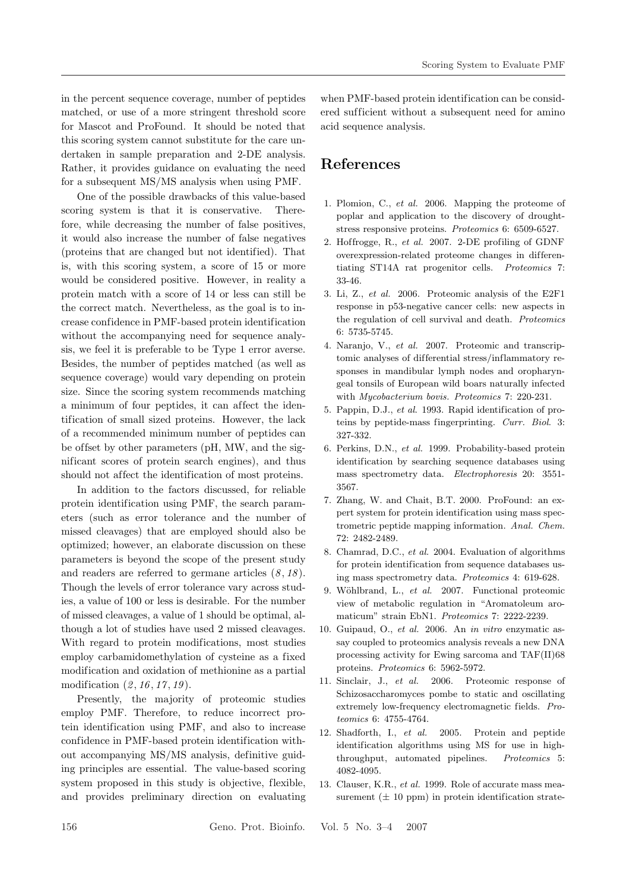in the percent sequence coverage, number of peptides matched, or use of a more stringent threshold score for Mascot and ProFound. It should be noted that this scoring system cannot substitute for the care undertaken in sample preparation and 2-DE analysis. Rather, it provides guidance on evaluating the need for a subsequent MS/MS analysis when using PMF.

One of the possible drawbacks of this value-based scoring system is that it is conservative. Therefore, while decreasing the number of false positives, it would also increase the number of false negatives (proteins that are changed but not identified). That is, with this scoring system, a score of 15 or more would be considered positive. However, in reality a protein match with a score of 14 or less can still be the correct match. Nevertheless, as the goal is to increase confidence in PMF-based protein identification without the accompanying need for sequence analysis, we feel it is preferable to be Type 1 error averse. Besides, the number of peptides matched (as well as sequence coverage) would vary depending on protein size. Since the scoring system recommends matching a minimum of four peptides, it can affect the identification of small sized proteins. However, the lack of a recommended minimum number of peptides can be offset by other parameters (pH, MW, and the significant scores of protein search engines), and thus should not affect the identification of most proteins.

In addition to the factors discussed, for reliable protein identification using PMF, the search parameters (such as error tolerance and the number of missed cleavages) that are employed should also be optimized; however, an elaborate discussion on these parameters is beyond the scope of the present study and readers are referred to germane articles (*8*, *18*). Though the levels of error tolerance vary across studies, a value of 100 or less is desirable. For the number of missed cleavages, a value of 1 should be optimal, although a lot of studies have used 2 missed cleavages. With regard to protein modifications, most studies employ carbamidomethylation of cysteine as a fixed modification and oxidation of methionine as a partial modification (*2*, *16*, *17*, *19*).

Presently, the majority of proteomic studies employ PMF. Therefore, to reduce incorrect protein identification using PMF, and also to increase confidence in PMF-based protein identification without accompanying MS/MS analysis, definitive guiding principles are essential. The value-based scoring system proposed in this study is objective, flexible, and provides preliminary direction on evaluating when PMF-based protein identification can be considered sufficient without a subsequent need for amino acid sequence analysis.

## References

1. Plomion, C., *et al.* 2006. Mapping the proteome of poplar and application to the discovery of drought-stress responsive proteins. *Proteomics* 6: 6509-6527.
2. Hoffrogge, R., *et al.* 2007. 2-DE profiling of GDNF overexpression-related proteome changes in differentiating ST14A rat progenitor cells. *Proteomics* 7: 33-46.
3. Li, Z., *et al.* 2006. Proteomic analysis of the E2F1 response in p53-negative cancer cells: new aspects in the regulation of cell survival and death. *Proteomics* 6: 5735-5745.
4. Naranjo, V., *et al.* 2007. Proteomic and transcriptomic analyses of differential stress/inflammatory responses in mandibular lymph nodes and oropharyngeal tonsils of European wild boars naturally infected with *Mycobacterium bovis*. *Proteomics* 7: 220-231.
5. Pappin, D.J., *et al.* 1993. Rapid identification of proteins by peptide-mass fingerprinting. *Curr. Biol.* 3: 327-332.
6. Perkins, D.N., *et al.* 1999. Probability-based protein identification by searching sequence databases using mass spectrometry data. *Electrophoresis* 20: 3551-3567.
7. Zhang, W. and Chait, B.T. 2000. ProFound: an expert system for protein identification using mass spectrometric peptide mapping information. *Anal. Chem.* 72: 2482-2489.
8. Chamrad, D.C., *et al.* 2004. Evaluation of algorithms for protein identification from sequence databases using mass spectrometry data. *Proteomics* 4: 619-628.
9. Wöhlbrand, L., *et al.* 2007. Functional proteomic view of metabolic regulation in "Aromatoleum aromaticum" strain EbN1. *Proteomics* 7: 2222-2239.
10. Guipaud, O., *et al.* 2006. An *in vitro* enzymatic assay coupled to proteomics analysis reveals a new DNA processing activity for Ewing sarcoma and TAF(II)68 proteins. *Proteomics* 6: 5962-5972.
11. Sinclair, J., *et al.* 2006. Proteomic response of Schizosaccharomyces pombe to static and oscillating extremely low-frequency electromagnetic fields. *Proteomics* 6: 4755-4764.
12. Shadforth, I., *et al.* 2005. Protein and peptide identification algorithms using MS for use in high-throughput, automated pipelines. *Proteomics* 5: 4082-4095.
13. Clauser, K.R., *et al.* 1999. Role of accurate mass measurement (± 10 ppm) in protein identification strate-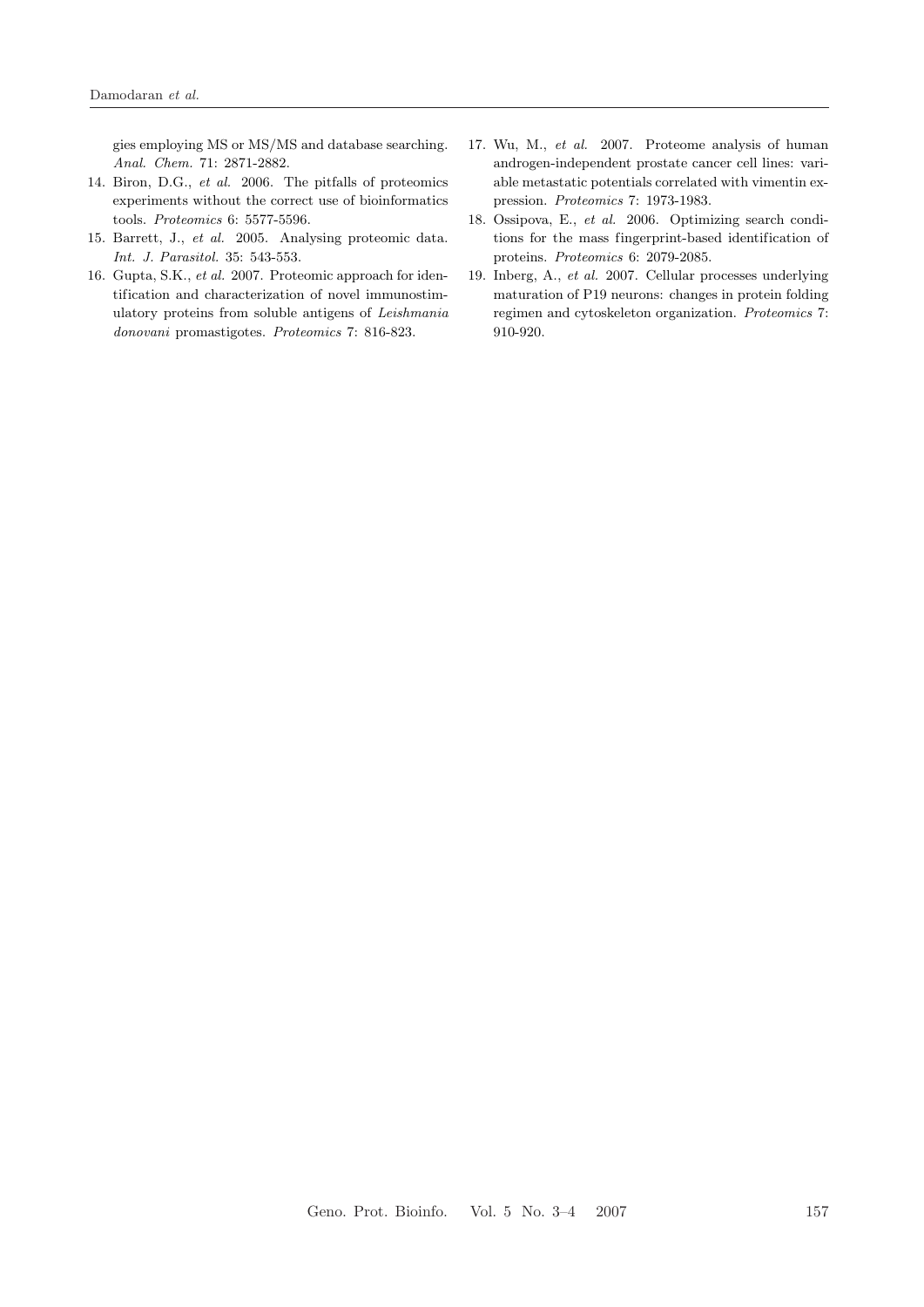gies employing MS or MS/MS and database searching. *Anal. Chem.* 71: 2871-2882.

14. Biron, D.G., *et al.* 2006. The pitfalls of proteomics experiments without the correct use of bioinformatics tools. *Proteomics* 6: 5577-5596.
15. Barrett, J., *et al.* 2005. Analysing proteomic data. *Int. J. Parasitol.* 35: 543-553.
16. Gupta, S.K., *et al.* 2007. Proteomic approach for identification and characterization of novel immunostimulatory proteins from soluble antigens of *Leishmania donovani* promastigotes. *Proteomics* 7: 816-823.
17. Wu, M., *et al.* 2007. Proteome analysis of human androgen-independent prostate cancer cell lines: variable metastatic potentials correlated with vimentin expression. *Proteomics* 7: 1973-1983.
18. Ossipova, E., *et al.* 2006. Optimizing search conditions for the mass fingerprint-based identification of proteins. *Proteomics* 6: 2079-2085.
19. Inberg, A., *et al.* 2007. Cellular processes underlying maturation of P19 neurons: changes in protein folding regimen and cytoskeleton organization. *Proteomics* 7: 910-920.